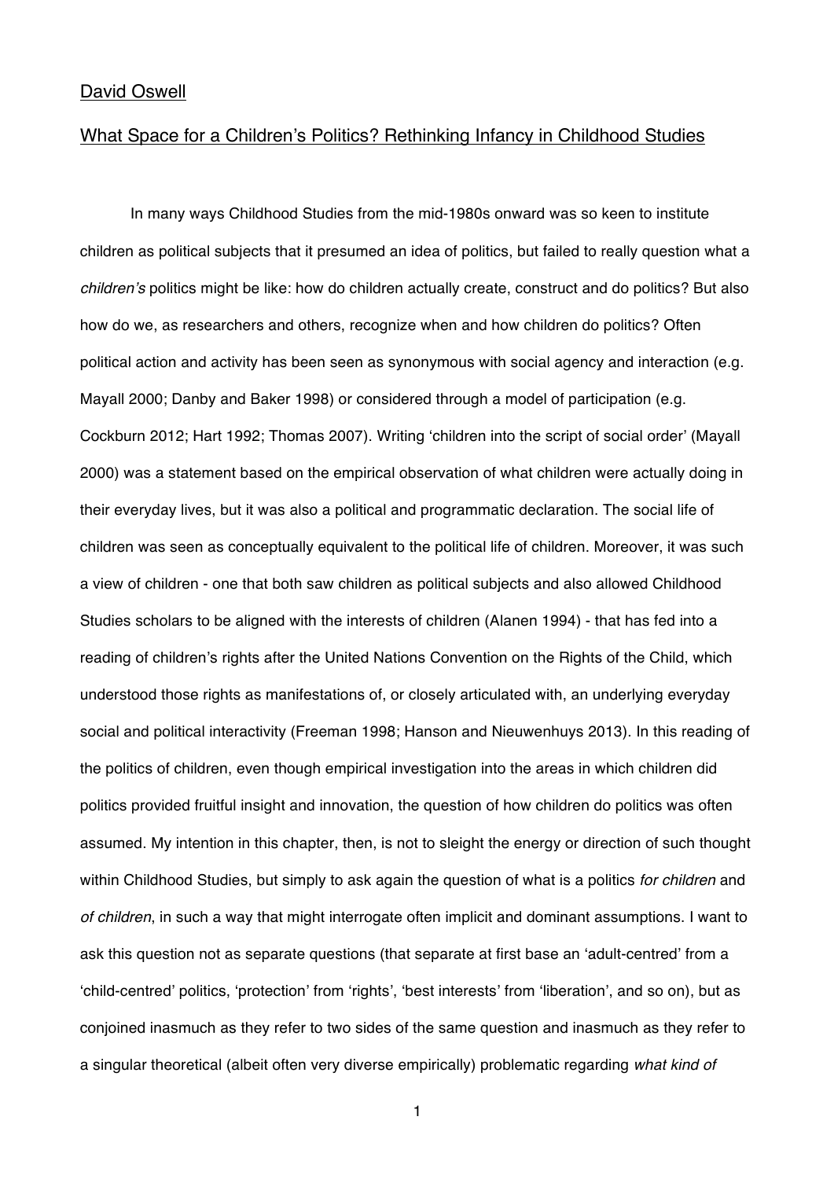David Oswell

# What Space for a Children's Politics? Rethinking Infancy in Childhood Studies

In many ways Childhood Studies from the mid-1980s onward was so keen to institute children as political subjects that it presumed an idea of politics, but failed to really question what a *children's* politics might be like: how do children actually create, construct and do politics? But also how do we, as researchers and others, recognize when and how children do politics? Often political action and activity has been seen as synonymous with social agency and interaction (e.g. Mayall 2000; Danby and Baker 1998) or considered through a model of participation (e.g. Cockburn 2012; Hart 1992; Thomas 2007). Writing 'children into the script of social order' (Mayall 2000) was a statement based on the empirical observation of what children were actually doing in their everyday lives, but it was also a political and programmatic declaration. The social life of children was seen as conceptually equivalent to the political life of children. Moreover, it was such a view of children - one that both saw children as political subjects and also allowed Childhood Studies scholars to be aligned with the interests of children (Alanen 1994) - that has fed into a reading of children's rights after the United Nations Convention on the Rights of the Child, which understood those rights as manifestations of, or closely articulated with, an underlying everyday social and political interactivity (Freeman 1998; Hanson and Nieuwenhuys 2013). In this reading of the politics of children, even though empirical investigation into the areas in which children did politics provided fruitful insight and innovation, the question of how children do politics was often assumed. My intention in this chapter, then, is not to sleight the energy or direction of such thought within Childhood Studies, but simply to ask again the question of what is a politics *for children* and *of children*, in such a way that might interrogate often implicit and dominant assumptions. I want to ask this question not as separate questions (that separate at first base an 'adult-centred' from a 'child-centred' politics, 'protection' from 'rights', 'best interests' from 'liberation', and so on), but as conjoined inasmuch as they refer to two sides of the same question and inasmuch as they refer to a singular theoretical (albeit often very diverse empirically) problematic regarding *what kind of*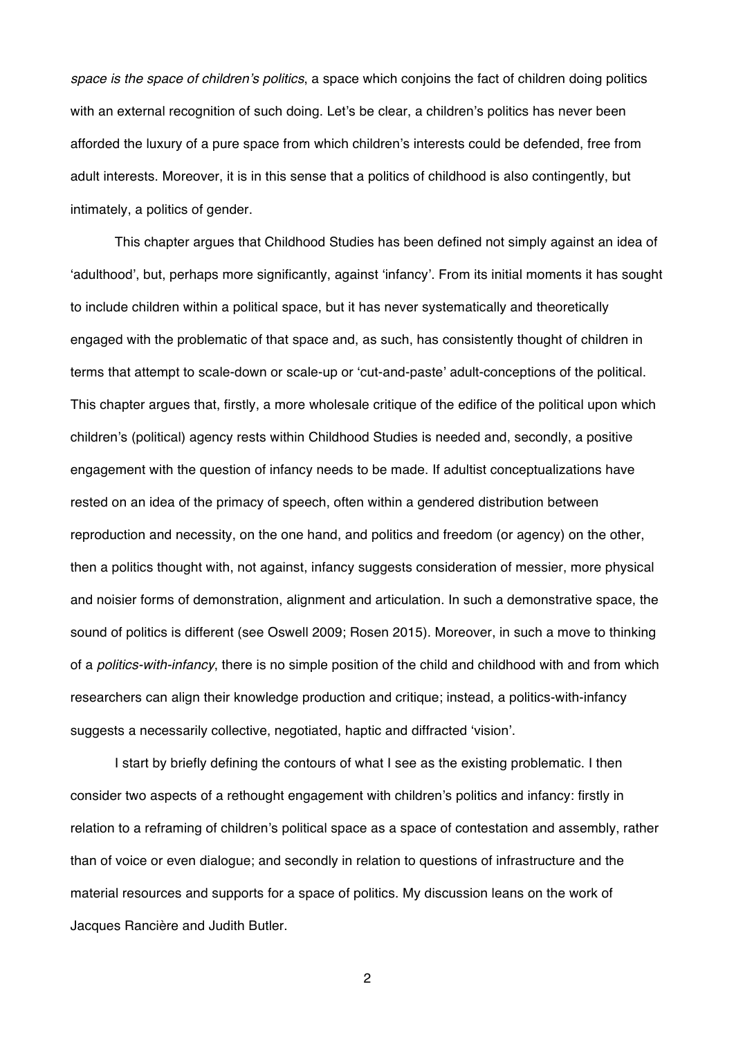*space is the space of children's politics*, a space which conjoins the fact of children doing politics with an external recognition of such doing. Let's be clear, a children's politics has never been afforded the luxury of a pure space from which children's interests could be defended, free from adult interests. Moreover, it is in this sense that a politics of childhood is also contingently, but intimately, a politics of gender.

This chapter argues that Childhood Studies has been defined not simply against an idea of 'adulthood', but, perhaps more significantly, against 'infancy'. From its initial moments it has sought to include children within a political space, but it has never systematically and theoretically engaged with the problematic of that space and, as such, has consistently thought of children in terms that attempt to scale-down or scale-up or 'cut-and-paste' adult-conceptions of the political. This chapter argues that, firstly, a more wholesale critique of the edifice of the political upon which children's (political) agency rests within Childhood Studies is needed and, secondly, a positive engagement with the question of infancy needs to be made. If adultist conceptualizations have rested on an idea of the primacy of speech, often within a gendered distribution between reproduction and necessity, on the one hand, and politics and freedom (or agency) on the other, then a politics thought with, not against, infancy suggests consideration of messier, more physical and noisier forms of demonstration, alignment and articulation. In such a demonstrative space, the sound of politics is different (see Oswell 2009; Rosen 2015). Moreover, in such a move to thinking of a *politics-with-infancy*, there is no simple position of the child and childhood with and from which researchers can align their knowledge production and critique; instead, a politics-with-infancy suggests a necessarily collective, negotiated, haptic and diffracted 'vision'.

I start by briefly defining the contours of what I see as the existing problematic. I then consider two aspects of a rethought engagement with children's politics and infancy: firstly in relation to a reframing of children's political space as a space of contestation and assembly, rather than of voice or even dialogue; and secondly in relation to questions of infrastructure and the material resources and supports for a space of politics. My discussion leans on the work of Jacques Rancière and Judith Butler.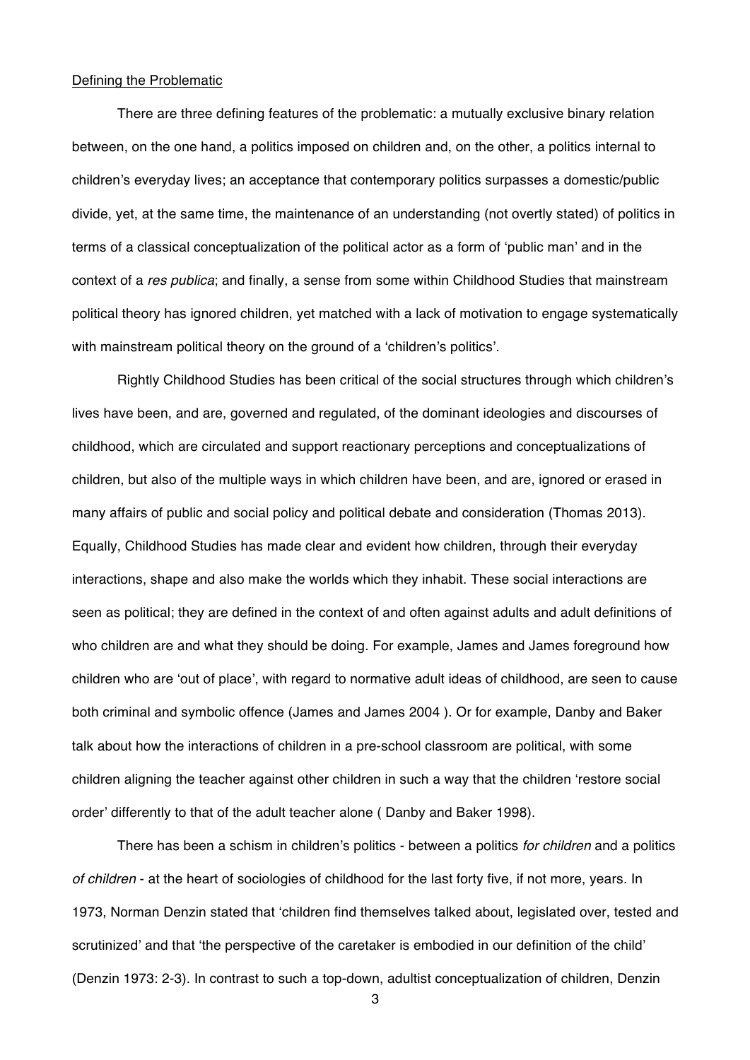Defining the Problematic

There are three defining features of the problematic: a mutually exclusive binary relation between, on the one hand, a politics imposed on children and, on the other, a politics internal to children's everyday lives; an acceptance that contemporary politics surpasses a domestic/public divide, yet, at the same time, the maintenance of an understanding (not overtly stated) of politics in terms of a classical conceptualization of the political actor as a form of 'public man' and in the context of a *res publica*; and finally, a sense from some within Childhood Studies that mainstream political theory has ignored children, yet matched with a lack of motivation to engage systematically with mainstream political theory on the ground of a 'children's politics'.

Rightly Childhood Studies has been critical of the social structures through which children's lives have been, and are, governed and regulated, of the dominant ideologies and discourses of childhood, which are circulated and support reactionary perceptions and conceptualizations of children, but also of the multiple ways in which children have been, and are, ignored or erased in many affairs of public and social policy and political debate and consideration (Thomas 2013). Equally, Childhood Studies has made clear and evident how children, through their everyday interactions, shape and also make the worlds which they inhabit. These social interactions are seen as political; they are defined in the context of and often against adults and adult definitions of who children are and what they should be doing. For example, James and James foreground how children who are 'out of place', with regard to normative adult ideas of childhood, are seen to cause both criminal and symbolic offence (James and James 2004 ). Or for example, Danby and Baker talk about how the interactions of children in a pre-school classroom are political, with some children aligning the teacher against other children in such a way that the children 'restore social order' differently to that of the adult teacher alone ( Danby and Baker 1998).

There has been a schism in children's politics - between a politics *for children* and a politics *of children* - at the heart of sociologies of childhood for the last forty five, if not more, years. In 1973, Norman Denzin stated that 'children find themselves talked about, legislated over, tested and scrutinized' and that 'the perspective of the caretaker is embodied in our definition of the child' (Denzin 1973: 2-3). In contrast to such a top-down, adultist conceptualization of children, Denzin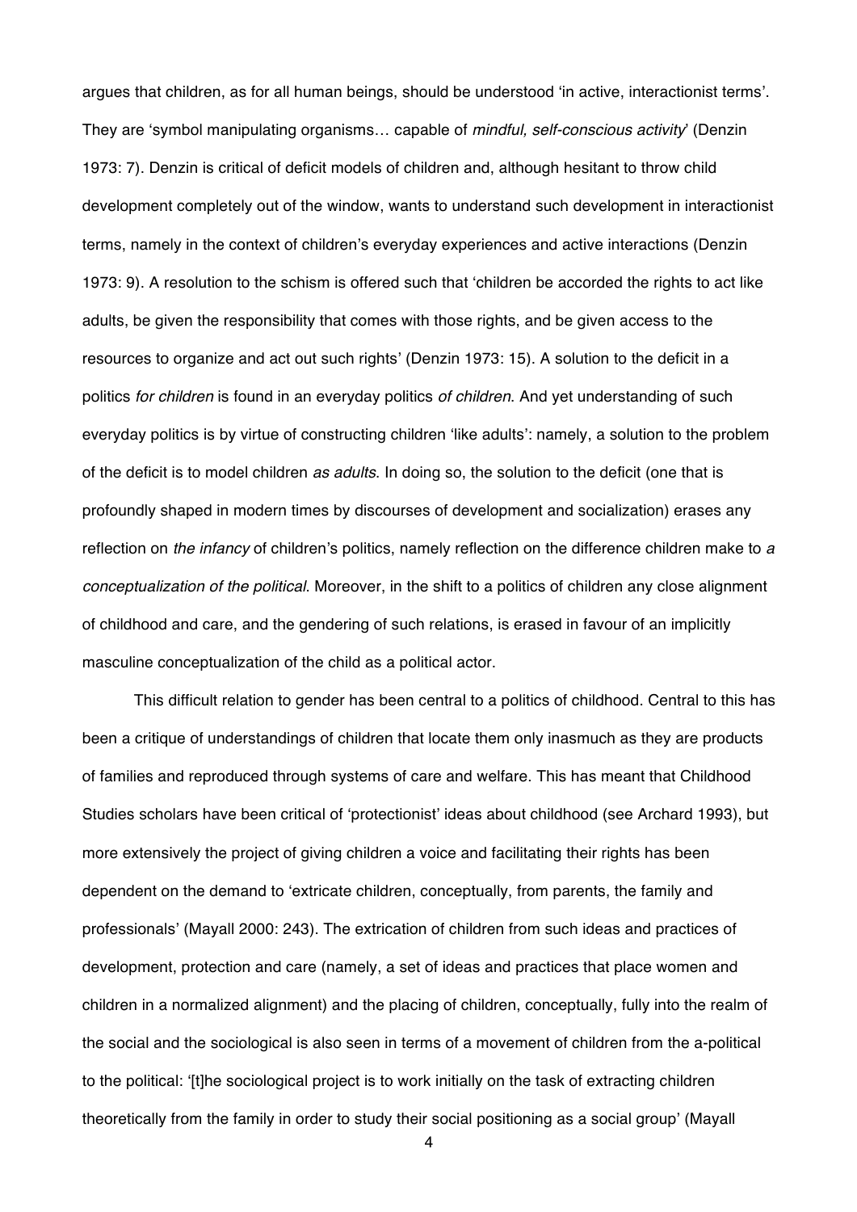argues that children, as for all human beings, should be understood 'in active, interactionist terms'. They are 'symbol manipulating organisms… capable of *mindful, self-conscious activity*' (Denzin 1973: 7). Denzin is critical of deficit models of children and, although hesitant to throw child development completely out of the window, wants to understand such development in interactionist terms, namely in the context of children's everyday experiences and active interactions (Denzin 1973: 9). A resolution to the schism is offered such that 'children be accorded the rights to act like adults, be given the responsibility that comes with those rights, and be given access to the resources to organize and act out such rights' (Denzin 1973: 15). A solution to the deficit in a politics *for children* is found in an everyday politics *of children*. And yet understanding of such everyday politics is by virtue of constructing children 'like adults': namely, a solution to the problem of the deficit is to model children *as adults*. In doing so, the solution to the deficit (one that is profoundly shaped in modern times by discourses of development and socialization) erases any reflection on *the infancy* of children's politics, namely reflection on the difference children make to *a conceptualization of the political*. Moreover, in the shift to a politics of children any close alignment of childhood and care, and the gendering of such relations, is erased in favour of an implicitly masculine conceptualization of the child as a political actor.

This difficult relation to gender has been central to a politics of childhood. Central to this has been a critique of understandings of children that locate them only inasmuch as they are products of families and reproduced through systems of care and welfare. This has meant that Childhood Studies scholars have been critical of 'protectionist' ideas about childhood (see Archard 1993), but more extensively the project of giving children a voice and facilitating their rights has been dependent on the demand to 'extricate children, conceptually, from parents, the family and professionals' (Mayall 2000: 243). The extrication of children from such ideas and practices of development, protection and care (namely, a set of ideas and practices that place women and children in a normalized alignment) and the placing of children, conceptually, fully into the realm of the social and the sociological is also seen in terms of a movement of children from the a-political to the political: '[t]he sociological project is to work initially on the task of extracting children theoretically from the family in order to study their social positioning as a social group' (Mayall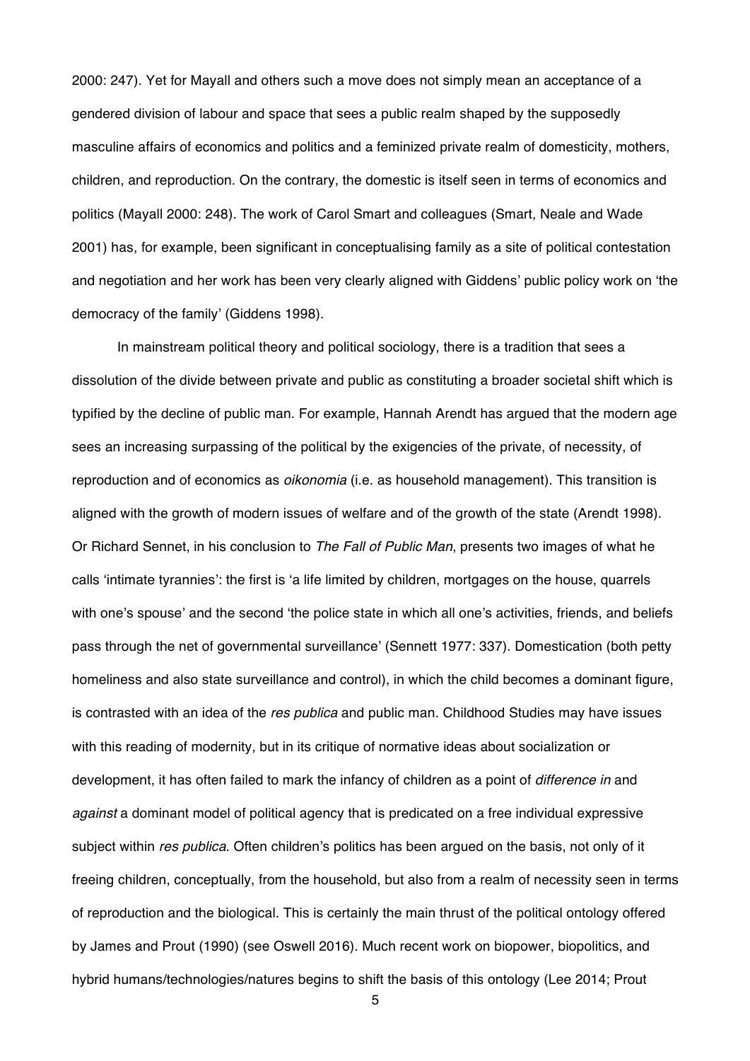2000: 247). Yet for Mayall and others such a move does not simply mean an acceptance of a gendered division of labour and space that sees a public realm shaped by the supposedly masculine affairs of economics and politics and a feminized private realm of domesticity, mothers, children, and reproduction. On the contrary, the domestic is itself seen in terms of economics and politics (Mayall 2000: 248). The work of Carol Smart and colleagues (Smart, Neale and Wade 2001) has, for example, been significant in conceptualising family as a site of political contestation and negotiation and her work has been very clearly aligned with Giddens' public policy work on 'the democracy of the family' (Giddens 1998).

In mainstream political theory and political sociology, there is a tradition that sees a dissolution of the divide between private and public as constituting a broader societal shift which is typified by the decline of public man. For example, Hannah Arendt has argued that the modern age sees an increasing surpassing of the political by the exigencies of the private, of necessity, of reproduction and of economics as *oikonomia* (i.e. as household management). This transition is aligned with the growth of modern issues of welfare and of the growth of the state (Arendt 1998). Or Richard Sennet, in his conclusion to *The Fall of Public Man*, presents two images of what he calls 'intimate tyrannies': the first is 'a life limited by children, mortgages on the house, quarrels with one's spouse' and the second 'the police state in which all one's activities, friends, and beliefs pass through the net of governmental surveillance' (Sennett 1977: 337). Domestication (both petty homeliness and also state surveillance and control), in which the child becomes a dominant figure, is contrasted with an idea of the *res publica* and public man. Childhood Studies may have issues with this reading of modernity, but in its critique of normative ideas about socialization or development, it has often failed to mark the infancy of children as a point of *difference in* and *against* a dominant model of political agency that is predicated on a free individual expressive subject within *res publica*. Often children's politics has been argued on the basis, not only of it freeing children, conceptually, from the household, but also from a realm of necessity seen in terms of reproduction and the biological. This is certainly the main thrust of the political ontology offered by James and Prout (1990) (see Oswell 2016). Much recent work on biopower, biopolitics, and hybrid humans/technologies/natures begins to shift the basis of this ontology (Lee 2014; Prout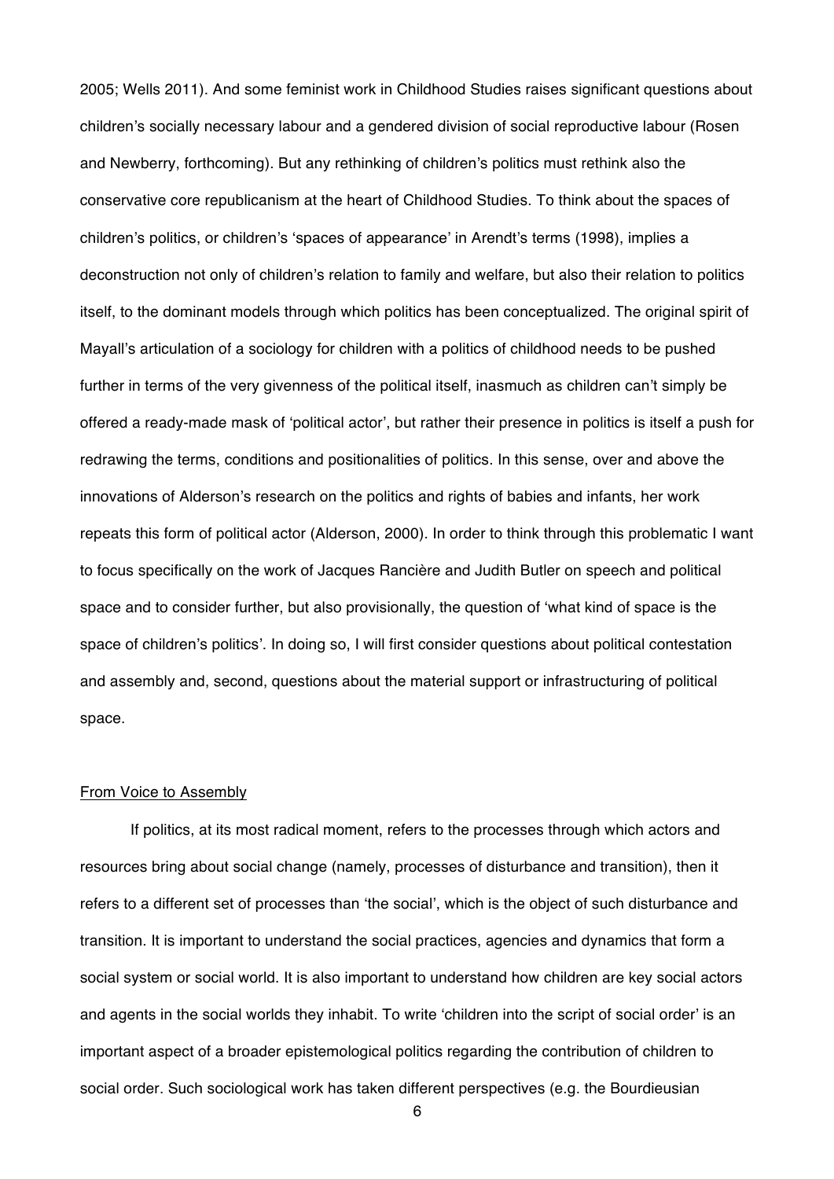2005; Wells 2011). And some feminist work in Childhood Studies raises significant questions about children's socially necessary labour and a gendered division of social reproductive labour (Rosen and Newberry, forthcoming). But any rethinking of children's politics must rethink also the conservative core republicanism at the heart of Childhood Studies. To think about the spaces of children's politics, or children's 'spaces of appearance' in Arendt's terms (1998), implies a deconstruction not only of children's relation to family and welfare, but also their relation to politics itself, to the dominant models through which politics has been conceptualized. The original spirit of Mayall's articulation of a sociology for children with a politics of childhood needs to be pushed further in terms of the very givenness of the political itself, inasmuch as children can't simply be offered a ready-made mask of 'political actor', but rather their presence in politics is itself a push for redrawing the terms, conditions and positionalities of politics. In this sense, over and above the innovations of Alderson's research on the politics and rights of babies and infants, her work repeats this form of political actor (Alderson, 2000). In order to think through this problematic I want to focus specifically on the work of Jacques Rancière and Judith Butler on speech and political space and to consider further, but also provisionally, the question of 'what kind of space is the space of children's politics'. In doing so, I will first consider questions about political contestation and assembly and, second, questions about the material support or infrastructuring of political space.

## From Voice to Assembly

If politics, at its most radical moment, refers to the processes through which actors and resources bring about social change (namely, processes of disturbance and transition), then it refers to a different set of processes than 'the social', which is the object of such disturbance and transition. It is important to understand the social practices, agencies and dynamics that form a social system or social world. It is also important to understand how children are key social actors and agents in the social worlds they inhabit. To write 'children into the script of social order' is an important aspect of a broader epistemological politics regarding the contribution of children to social order. Such sociological work has taken different perspectives (e.g. the Bourdieusian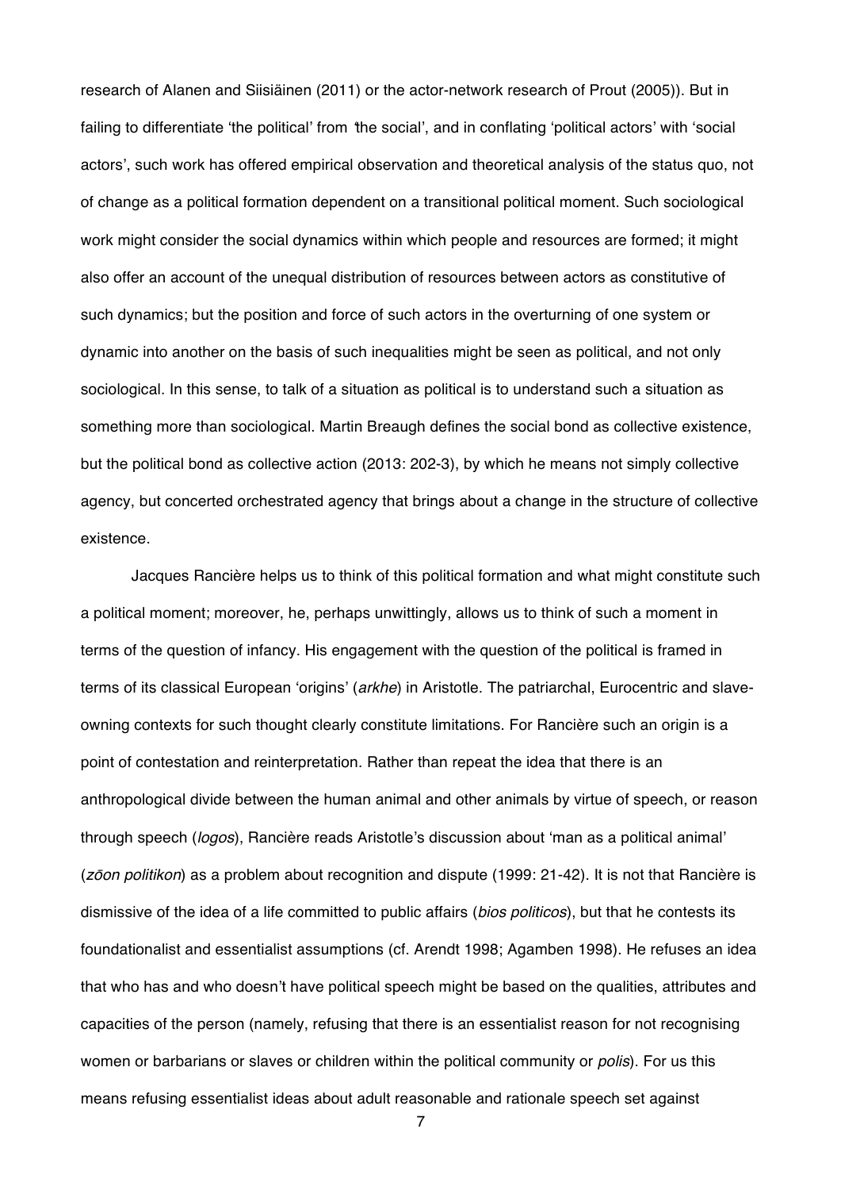research of Alanen and Siisiäinen (2011) or the actor-network research of Prout (2005)). But in failing to differentiate 'the political' from 'the social', and in conflating 'political actors' with 'social actors', such work has offered empirical observation and theoretical analysis of the status quo, not of change as a political formation dependent on a transitional political moment. Such sociological work might consider the social dynamics within which people and resources are formed; it might also offer an account of the unequal distribution of resources between actors as constitutive of such dynamics; but the position and force of such actors in the overturning of one system or dynamic into another on the basis of such inequalities might be seen as political, and not only sociological. In this sense, to talk of a situation as political is to understand such a situation as something more than sociological. Martin Breaugh defines the social bond as collective existence, but the political bond as collective action (2013: 202-3), by which he means not simply collective agency, but concerted orchestrated agency that brings about a change in the structure of collective existence.

Jacques Rancière helps us to think of this political formation and what might constitute such a political moment; moreover, he, perhaps unwittingly, allows us to think of such a moment in terms of the question of infancy. His engagement with the question of the political is framed in terms of its classical European 'origins' (*arkhe*) in Aristotle. The patriarchal, Eurocentric and slave-owning contexts for such thought clearly constitute limitations. For Rancière such an origin is a point of contestation and reinterpretation. Rather than repeat the idea that there is an anthropological divide between the human animal and other animals by virtue of speech, or reason through speech (*logos*), Rancière reads Aristotle's discussion about 'man as a political animal' (*zōon politikon*) as a problem about recognition and dispute (1999: 21-42). It is not that Rancière is dismissive of the idea of a life committed to public affairs (*bios politicos*), but that he contests its foundationalist and essentialist assumptions (cf. Arendt 1998; Agamben 1998). He refuses an idea that who has and who doesn't have political speech might be based on the qualities, attributes and capacities of the person (namely, refusing that there is an essentialist reason for not recognising women or barbarians or slaves or children within the political community or *polis*). For us this means refusing essentialist ideas about adult reasonable and rationale speech set against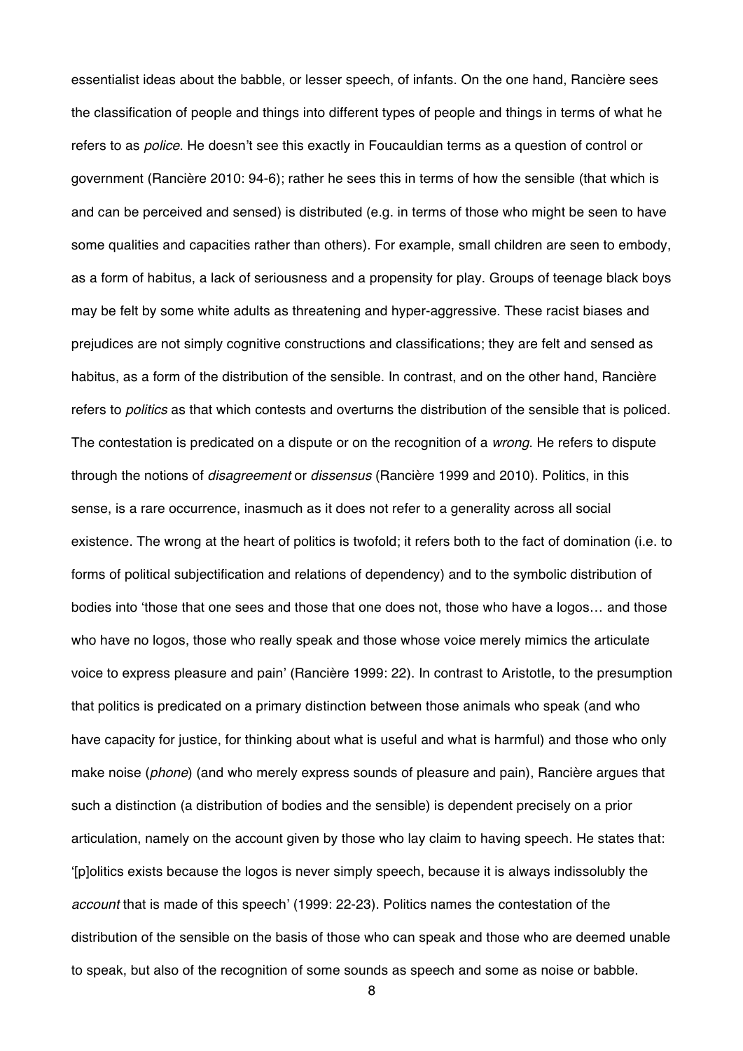essentialist ideas about the babble, or lesser speech, of infants. On the one hand, Rancière sees the classification of people and things into different types of people and things in terms of what he refers to as *police*. He doesn't see this exactly in Foucauldian terms as a question of control or government (Rancière 2010: 94-6); rather he sees this in terms of how the sensible (that which is and can be perceived and sensed) is distributed (e.g. in terms of those who might be seen to have some qualities and capacities rather than others). For example, small children are seen to embody, as a form of habitus, a lack of seriousness and a propensity for play. Groups of teenage black boys may be felt by some white adults as threatening and hyper-aggressive. These racist biases and prejudices are not simply cognitive constructions and classifications; they are felt and sensed as habitus, as a form of the distribution of the sensible. In contrast, and on the other hand, Rancière refers to *politics* as that which contests and overturns the distribution of the sensible that is policed. The contestation is predicated on a dispute or on the recognition of a *wrong*. He refers to dispute through the notions of *disagreement* or *dissensus* (Rancière 1999 and 2010). Politics, in this sense, is a rare occurrence, inasmuch as it does not refer to a generality across all social existence. The wrong at the heart of politics is twofold; it refers both to the fact of domination (i.e. to forms of political subjectification and relations of dependency) and to the symbolic distribution of bodies into 'those that one sees and those that one does not, those who have a logos… and those who have no logos, those who really speak and those whose voice merely mimics the articulate voice to express pleasure and pain' (Rancière 1999: 22). In contrast to Aristotle, to the presumption that politics is predicated on a primary distinction between those animals who speak (and who have capacity for justice, for thinking about what is useful and what is harmful) and those who only make noise (*phone*) (and who merely express sounds of pleasure and pain), Rancière argues that such a distinction (a distribution of bodies and the sensible) is dependent precisely on a prior articulation, namely on the account given by those who lay claim to having speech. He states that: '[p]olitics exists because the logos is never simply speech, because it is always indissolubly the *account* that is made of this speech' (1999: 22-23). Politics names the contestation of the distribution of the sensible on the basis of those who can speak and those who are deemed unable to speak, but also of the recognition of some sounds as speech and some as noise or babble.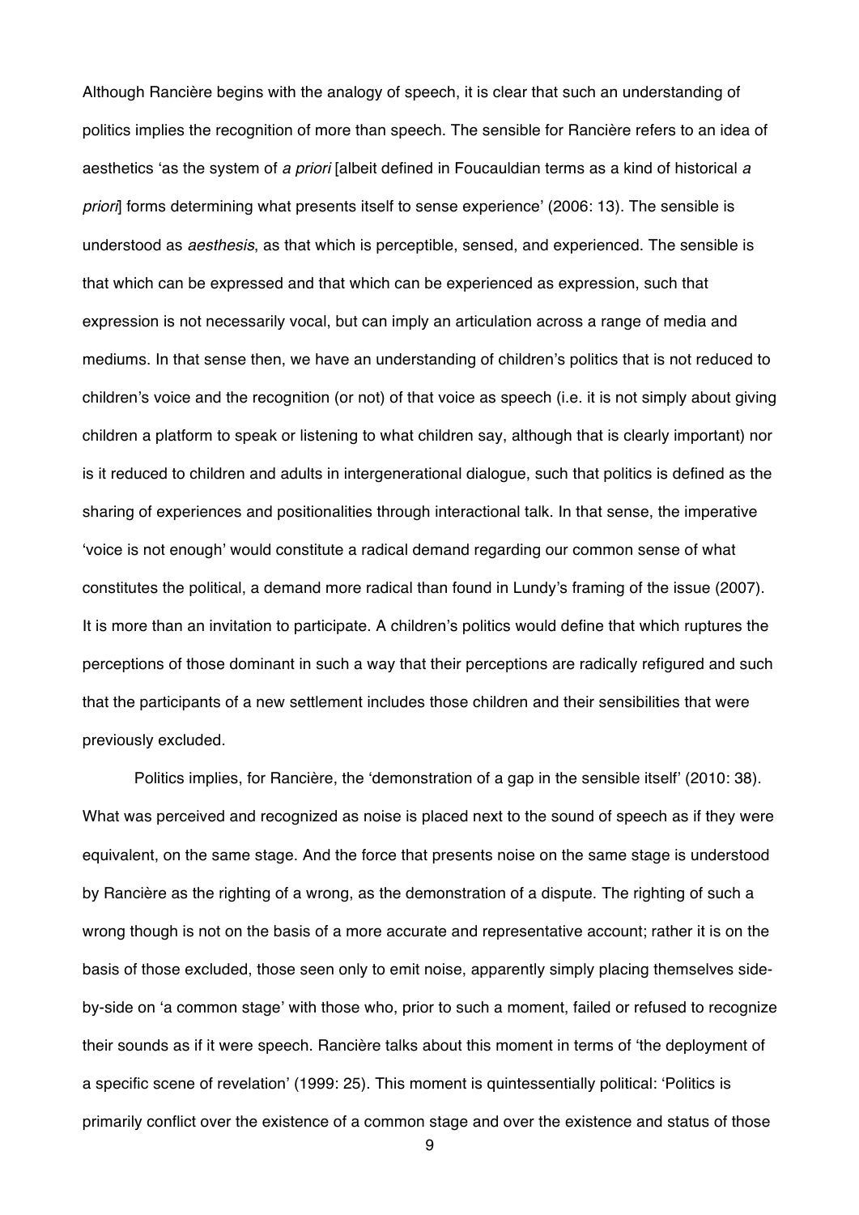Although Rancière begins with the analogy of speech, it is clear that such an understanding of politics implies the recognition of more than speech. The sensible for Rancière refers to an idea of aesthetics 'as the system of *a priori* [albeit defined in Foucauldian terms as a kind of historical *a priori*] forms determining what presents itself to sense experience' (2006: 13). The sensible is understood as *aesthesis*, as that which is perceptible, sensed, and experienced. The sensible is that which can be expressed and that which can be experienced as expression, such that expression is not necessarily vocal, but can imply an articulation across a range of media and mediums. In that sense then, we have an understanding of children's politics that is not reduced to children's voice and the recognition (or not) of that voice as speech (i.e. it is not simply about giving children a platform to speak or listening to what children say, although that is clearly important) nor is it reduced to children and adults in intergenerational dialogue, such that politics is defined as the sharing of experiences and positionalities through interactional talk. In that sense, the imperative 'voice is not enough' would constitute a radical demand regarding our common sense of what constitutes the political, a demand more radical than found in Lundy's framing of the issue (2007). It is more than an invitation to participate. A children's politics would define that which ruptures the perceptions of those dominant in such a way that their perceptions are radically refigured and such that the participants of a new settlement includes those children and their sensibilities that were previously excluded.

Politics implies, for Rancière, the 'demonstration of a gap in the sensible itself' (2010: 38). What was perceived and recognized as noise is placed next to the sound of speech as if they were equivalent, on the same stage. And the force that presents noise on the same stage is understood by Rancière as the righting of a wrong, as the demonstration of a dispute. The righting of such a wrong though is not on the basis of a more accurate and representative account; rather it is on the basis of those excluded, those seen only to emit noise, apparently simply placing themselves side-by-side on 'a common stage' with those who, prior to such a moment, failed or refused to recognize their sounds as if it were speech. Rancière talks about this moment in terms of 'the deployment of a specific scene of revelation' (1999: 25). This moment is quintessentially political: 'Politics is primarily conflict over the existence of a common stage and over the existence and status of those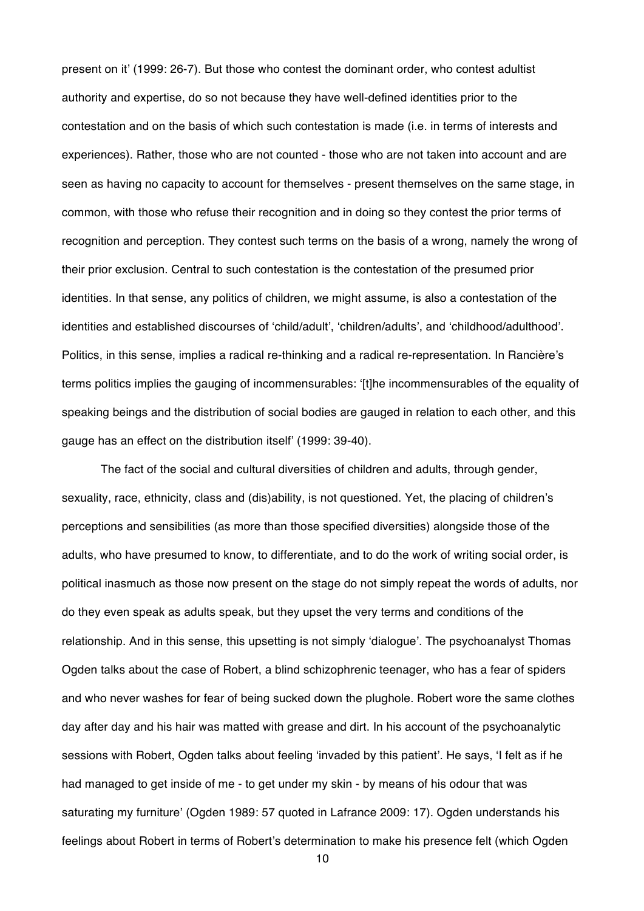present on it' (1999: 26-7). But those who contest the dominant order, who contest adultist authority and expertise, do so not because they have well-defined identities prior to the contestation and on the basis of which such contestation is made (i.e. in terms of interests and experiences). Rather, those who are not counted - those who are not taken into account and are seen as having no capacity to account for themselves - present themselves on the same stage, in common, with those who refuse their recognition and in doing so they contest the prior terms of recognition and perception. They contest such terms on the basis of a wrong, namely the wrong of their prior exclusion. Central to such contestation is the contestation of the presumed prior identities. In that sense, any politics of children, we might assume, is also a contestation of the identities and established discourses of 'child/adult', 'children/adults', and 'childhood/adulthood'. Politics, in this sense, implies a radical re-thinking and a radical re-representation. In Rancière's terms politics implies the gauging of incommensurables: '[t]he incommensurables of the equality of speaking beings and the distribution of social bodies are gauged in relation to each other, and this gauge has an effect on the distribution itself' (1999: 39-40).

The fact of the social and cultural diversities of children and adults, through gender, sexuality, race, ethnicity, class and (dis)ability, is not questioned. Yet, the placing of children's perceptions and sensibilities (as more than those specified diversities) alongside those of the adults, who have presumed to know, to differentiate, and to do the work of writing social order, is political inasmuch as those now present on the stage do not simply repeat the words of adults, nor do they even speak as adults speak, but they upset the very terms and conditions of the relationship. And in this sense, this upsetting is not simply 'dialogue'. The psychoanalyst Thomas Ogden talks about the case of Robert, a blind schizophrenic teenager, who has a fear of spiders and who never washes for fear of being sucked down the plughole. Robert wore the same clothes day after day and his hair was matted with grease and dirt. In his account of the psychoanalytic sessions with Robert, Ogden talks about feeling 'invaded by this patient'. He says, 'I felt as if he had managed to get inside of me - to get under my skin - by means of his odour that was saturating my furniture' (Ogden 1989: 57 quoted in Lafrance 2009: 17). Ogden understands his feelings about Robert in terms of Robert's determination to make his presence felt (which Ogden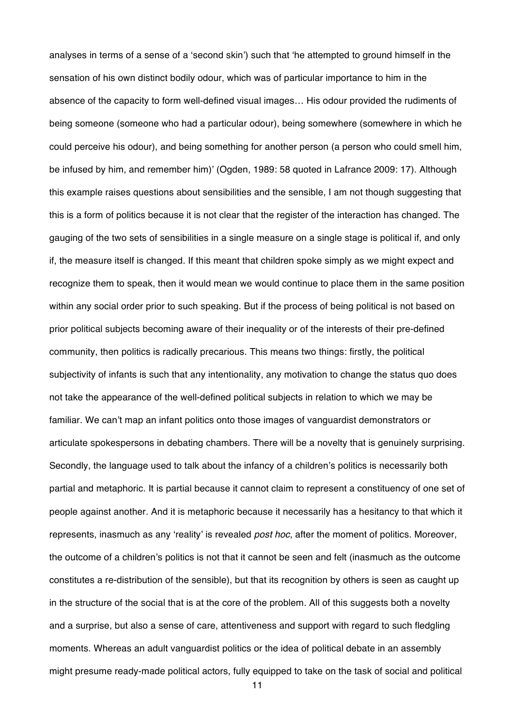analyses in terms of a sense of a 'second skin') such that 'he attempted to ground himself in the sensation of his own distinct bodily odour, which was of particular importance to him in the absence of the capacity to form well-defined visual images… His odour provided the rudiments of being someone (someone who had a particular odour), being somewhere (somewhere in which he could perceive his odour), and being something for another person (a person who could smell him, be infused by him, and remember him)' (Ogden, 1989: 58 quoted in Lafrance 2009: 17). Although this example raises questions about sensibilities and the sensible, I am not though suggesting that this is a form of politics because it is not clear that the register of the interaction has changed. The gauging of the two sets of sensibilities in a single measure on a single stage is political if, and only if, the measure itself is changed. If this meant that children spoke simply as we might expect and recognize them to speak, then it would mean we would continue to place them in the same position within any social order prior to such speaking. But if the process of being political is not based on prior political subjects becoming aware of their inequality or of the interests of their pre-defined community, then politics is radically precarious. This means two things: firstly, the political subjectivity of infants is such that any intentionality, any motivation to change the status quo does not take the appearance of the well-defined political subjects in relation to which we may be familiar. We can't map an infant politics onto those images of vanguardist demonstrators or articulate spokespersons in debating chambers. There will be a novelty that is genuinely surprising. Secondly, the language used to talk about the infancy of a children's politics is necessarily both partial and metaphoric. It is partial because it cannot claim to represent a constituency of one set of people against another. And it is metaphoric because it necessarily has a hesitancy to that which it represents, inasmuch as any 'reality' is revealed *post hoc*, after the moment of politics. Moreover, the outcome of a children's politics is not that it cannot be seen and felt (inasmuch as the outcome constitutes a re-distribution of the sensible), but that its recognition by others is seen as caught up in the structure of the social that is at the core of the problem. All of this suggests both a novelty and a surprise, but also a sense of care, attentiveness and support with regard to such fledgling moments. Whereas an adult vanguardist politics or the idea of political debate in an assembly might presume ready-made political actors, fully equipped to take on the task of social and political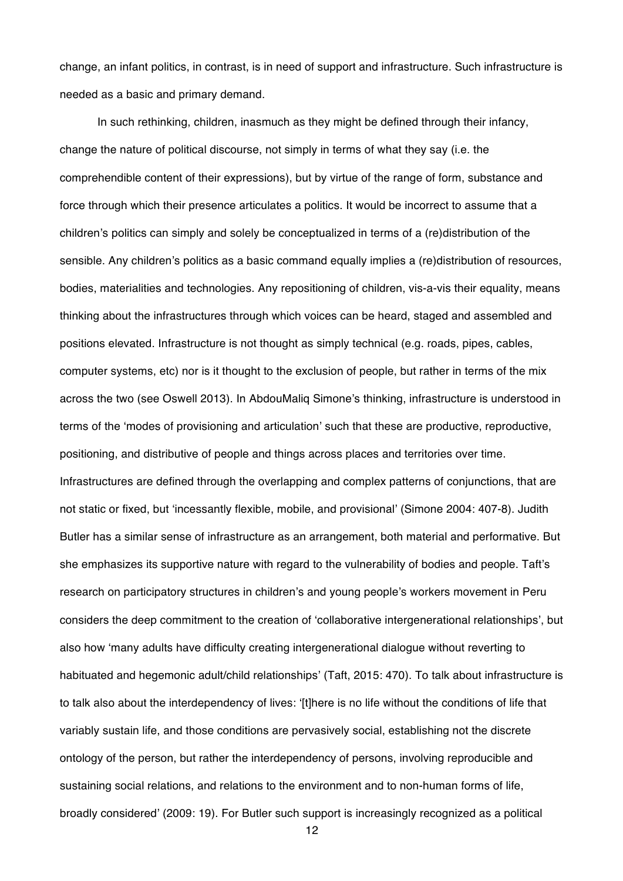change, an infant politics, in contrast, is in need of support and infrastructure. Such infrastructure is needed as a basic and primary demand.

In such rethinking, children, inasmuch as they might be defined through their infancy, change the nature of political discourse, not simply in terms of what they say (i.e. the comprehendible content of their expressions), but by virtue of the range of form, substance and force through which their presence articulates a politics. It would be incorrect to assume that a children's politics can simply and solely be conceptualized in terms of a (re)distribution of the sensible. Any children's politics as a basic command equally implies a (re)distribution of resources, bodies, materialities and technologies. Any repositioning of children, vis-a-vis their equality, means thinking about the infrastructures through which voices can be heard, staged and assembled and positions elevated. Infrastructure is not thought as simply technical (e.g. roads, pipes, cables, computer systems, etc) nor is it thought to the exclusion of people, but rather in terms of the mix across the two (see Oswell 2013). In AbdouMaliq Simone's thinking, infrastructure is understood in terms of the 'modes of provisioning and articulation' such that these are productive, reproductive, positioning, and distributive of people and things across places and territories over time. Infrastructures are defined through the overlapping and complex patterns of conjunctions, that are not static or fixed, but 'incessantly flexible, mobile, and provisional' (Simone 2004: 407-8). Judith Butler has a similar sense of infrastructure as an arrangement, both material and performative. But she emphasizes its supportive nature with regard to the vulnerability of bodies and people. Taft's research on participatory structures in children's and young people's workers movement in Peru considers the deep commitment to the creation of 'collaborative intergenerational relationships', but also how 'many adults have difficulty creating intergenerational dialogue without reverting to habituated and hegemonic adult/child relationships' (Taft, 2015: 470). To talk about infrastructure is to talk also about the interdependency of lives: '[t]here is no life without the conditions of life that variably sustain life, and those conditions are pervasively social, establishing not the discrete ontology of the person, but rather the interdependency of persons, involving reproducible and sustaining social relations, and relations to the environment and to non-human forms of life, broadly considered' (2009: 19). For Butler such support is increasingly recognized as a political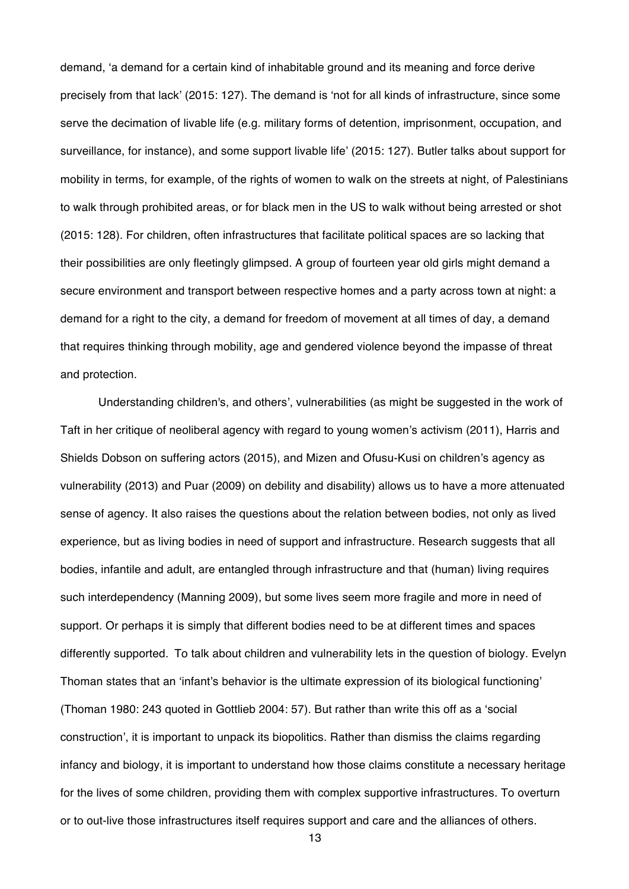demand, 'a demand for a certain kind of inhabitable ground and its meaning and force derive precisely from that lack' (2015: 127). The demand is 'not for all kinds of infrastructure, since some serve the decimation of livable life (e.g. military forms of detention, imprisonment, occupation, and surveillance, for instance), and some support livable life' (2015: 127). Butler talks about support for mobility in terms, for example, of the rights of women to walk on the streets at night, of Palestinians to walk through prohibited areas, or for black men in the US to walk without being arrested or shot (2015: 128). For children, often infrastructures that facilitate political spaces are so lacking that their possibilities are only fleetingly glimpsed. A group of fourteen year old girls might demand a secure environment and transport between respective homes and a party across town at night: a demand for a right to the city, a demand for freedom of movement at all times of day, a demand that requires thinking through mobility, age and gendered violence beyond the impasse of threat and protection.

Understanding children's, and others', vulnerabilities (as might be suggested in the work of Taft in her critique of neoliberal agency with regard to young women's activism (2011), Harris and Shields Dobson on suffering actors (2015), and Mizen and Ofusu-Kusi on children's agency as vulnerability (2013) and Puar (2009) on debility and disability) allows us to have a more attenuated sense of agency. It also raises the questions about the relation between bodies, not only as lived experience, but as living bodies in need of support and infrastructure. Research suggests that all bodies, infantile and adult, are entangled through infrastructure and that (human) living requires such interdependency (Manning 2009), but some lives seem more fragile and more in need of support. Or perhaps it is simply that different bodies need to be at different times and spaces differently supported. To talk about children and vulnerability lets in the question of biology. Evelyn Thoman states that an 'infant's behavior is the ultimate expression of its biological functioning' (Thoman 1980: 243 quoted in Gottlieb 2004: 57). But rather than write this off as a 'social construction', it is important to unpack its biopolitics. Rather than dismiss the claims regarding infancy and biology, it is important to understand how those claims constitute a necessary heritage for the lives of some children, providing them with complex supportive infrastructures. To overturn or to out-live those infrastructures itself requires support and care and the alliances of others.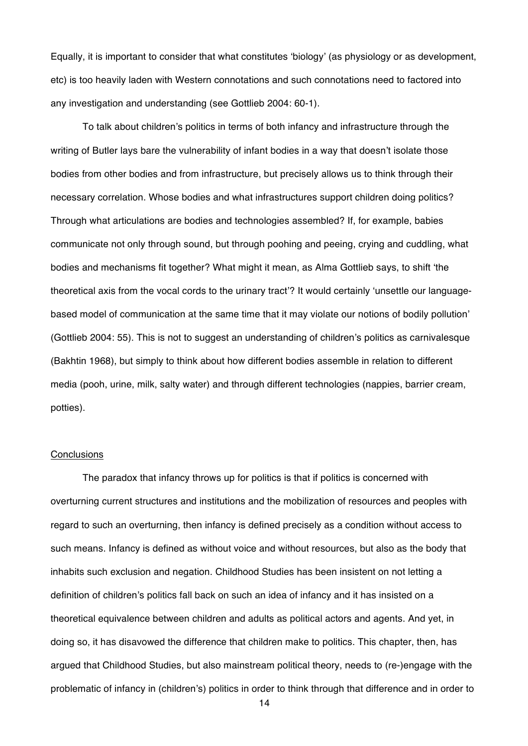Equally, it is important to consider that what constitutes 'biology' (as physiology or as development, etc) is too heavily laden with Western connotations and such connotations need to factored into any investigation and understanding (see Gottlieb 2004: 60-1).

To talk about children's politics in terms of both infancy and infrastructure through the writing of Butler lays bare the vulnerability of infant bodies in a way that doesn't isolate those bodies from other bodies and from infrastructure, but precisely allows us to think through their necessary correlation. Whose bodies and what infrastructures support children doing politics? Through what articulations are bodies and technologies assembled? If, for example, babies communicate not only through sound, but through poohing and peeing, crying and cuddling, what bodies and mechanisms fit together? What might it mean, as Alma Gottlieb says, to shift 'the theoretical axis from the vocal cords to the urinary tract'? It would certainly 'unsettle our language-based model of communication at the same time that it may violate our notions of bodily pollution' (Gottlieb 2004: 55). This is not to suggest an understanding of children's politics as carnivalesque (Bakhtin 1968), but simply to think about how different bodies assemble in relation to different media (pooh, urine, milk, salty water) and through different technologies (nappies, barrier cream, potties).

## Conclusions

The paradox that infancy throws up for politics is that if politics is concerned with overturning current structures and institutions and the mobilization of resources and peoples with regard to such an overturning, then infancy is defined precisely as a condition without access to such means. Infancy is defined as without voice and without resources, but also as the body that inhabits such exclusion and negation. Childhood Studies has been insistent on not letting a definition of children's politics fall back on such an idea of infancy and it has insisted on a theoretical equivalence between children and adults as political actors and agents. And yet, in doing so, it has disavowed the difference that children make to politics. This chapter, then, has argued that Childhood Studies, but also mainstream political theory, needs to (re-)engage with the problematic of infancy in (children's) politics in order to think through that difference and in order to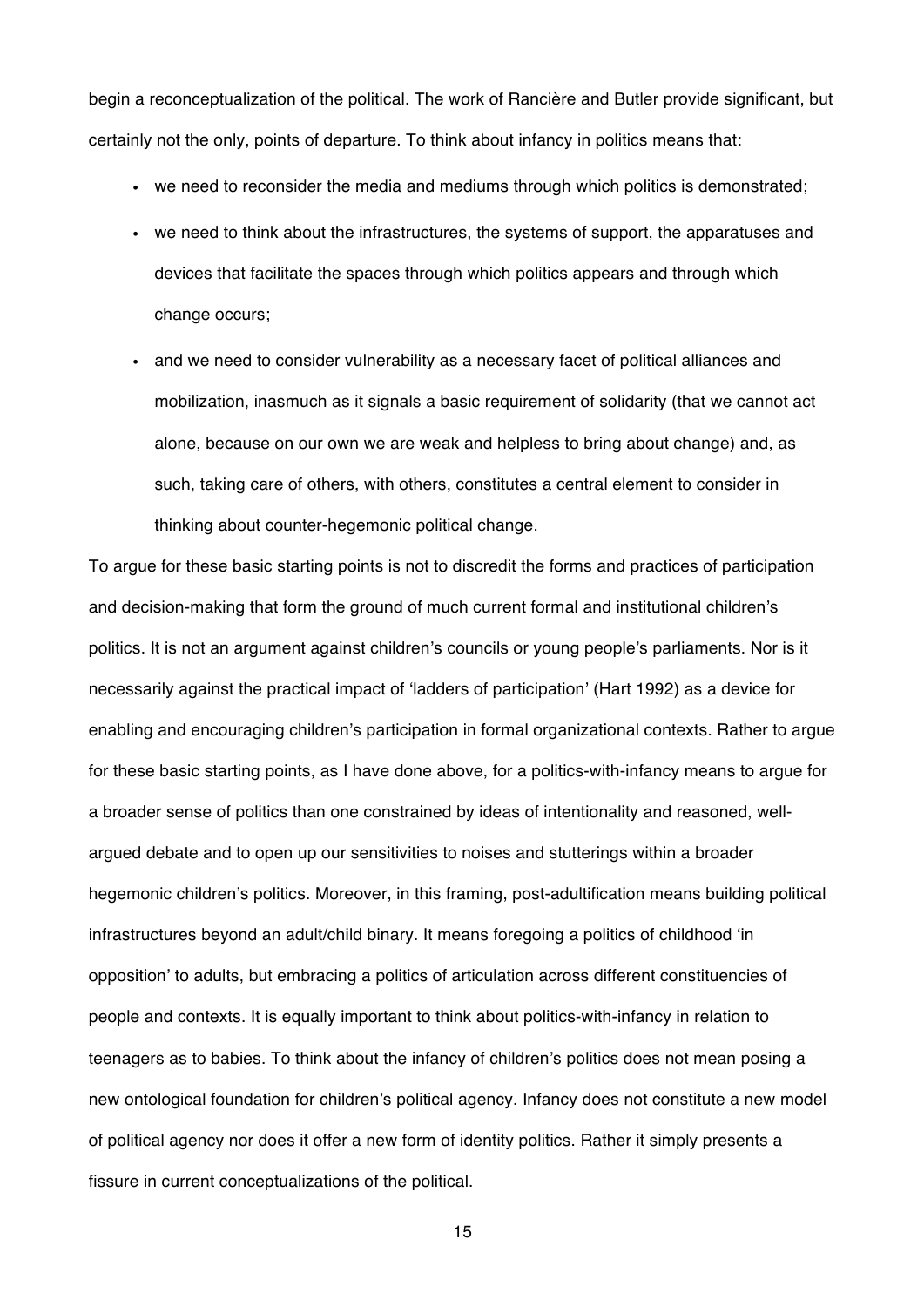begin a reconceptualization of the political. The work of Rancière and Butler provide significant, but certainly not the only, points of departure. To think about infancy in politics means that:

- we need to reconsider the media and mediums through which politics is demonstrated;
- we need to think about the infrastructures, the systems of support, the apparatuses and devices that facilitate the spaces through which politics appears and through which change occurs;
- and we need to consider vulnerability as a necessary facet of political alliances and mobilization, inasmuch as it signals a basic requirement of solidarity (that we cannot act alone, because on our own we are weak and helpless to bring about change) and, as such, taking care of others, with others, constitutes a central element to consider in thinking about counter-hegemonic political change.

To argue for these basic starting points is not to discredit the forms and practices of participation and decision-making that form the ground of much current formal and institutional children's politics. It is not an argument against children's councils or young people's parliaments. Nor is it necessarily against the practical impact of 'ladders of participation' (Hart 1992) as a device for enabling and encouraging children's participation in formal organizational contexts. Rather to argue for these basic starting points, as I have done above, for a politics-with-infancy means to argue for a broader sense of politics than one constrained by ideas of intentionality and reasoned, well-argued debate and to open up our sensitivities to noises and stutterings within a broader hegemonic children's politics. Moreover, in this framing, post-adultification means building political infrastructures beyond an adult/child binary. It means foregoing a politics of childhood 'in opposition' to adults, but embracing a politics of articulation across different constituencies of people and contexts. It is equally important to think about politics-with-infancy in relation to teenagers as to babies. To think about the infancy of children's politics does not mean posing a new ontological foundation for children's political agency. Infancy does not constitute a new model of political agency nor does it offer a new form of identity politics. Rather it simply presents a fissure in current conceptualizations of the political.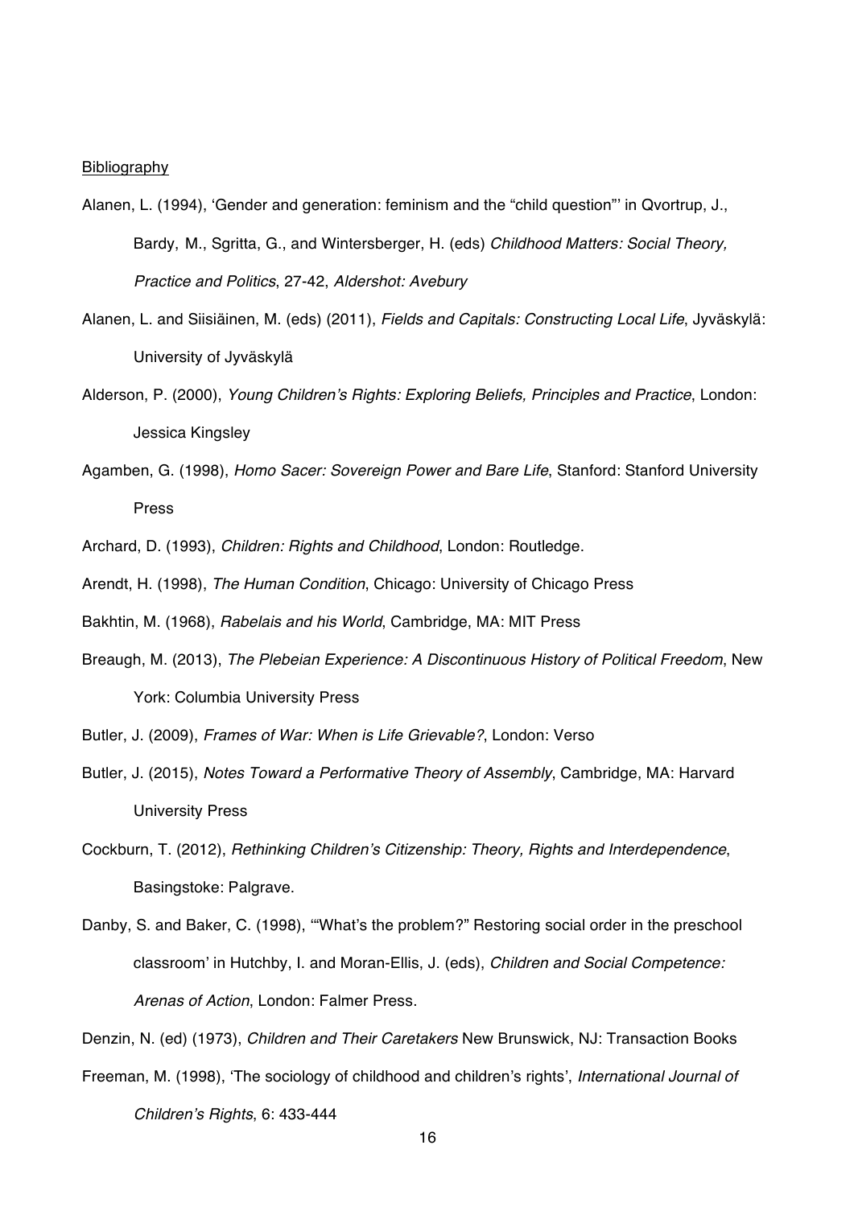Bibliography

Alanen, L. (1994), 'Gender and generation: feminism and the "child question"' in Qvortrup, J., Bardy, M., Sgritta, G., and Wintersberger, H. (eds) *Childhood Matters: Social Theory, Practice and Politics*, 27-42, *Aldershot: Avebury*

Alanen, L. and Siisiäinen, M. (eds) (2011), *Fields and Capitals: Constructing Local Life*, Jyväskylä: University of Jyväskylä

Alderson, P. (2000), *Young Children's Rights: Exploring Beliefs, Principles and Practice*, London: Jessica Kingsley

Agamben, G. (1998), *Homo Sacer: Sovereign Power and Bare Life*, Stanford: Stanford University Press

Archard, D. (1993), *Children: Rights and Childhood*, London: Routledge.

Arendt, H. (1998), *The Human Condition*, Chicago: University of Chicago Press

Bakhtin, M. (1968), *Rabelais and his World*, Cambridge, MA: MIT Press

Breaugh, M. (2013), *The Plebeian Experience: A Discontinuous History of Political Freedom*, New York: Columbia University Press

Butler, J. (2009), *Frames of War: When is Life Grievable?*, London: Verso

Butler, J. (2015), *Notes Toward a Performative Theory of Assembly*, Cambridge, MA: Harvard University Press

Cockburn, T. (2012), *Rethinking Children's Citizenship: Theory, Rights and Interdependence*, Basingstoke: Palgrave.

Danby, S. and Baker, C. (1998), '"What's the problem?" Restoring social order in the preschool classroom' in Hutchby, I. and Moran-Ellis, J. (eds), *Children and Social Competence: Arenas of Action*, London: Falmer Press.

Denzin, N. (ed) (1973), *Children and Their Caretakers* New Brunswick, NJ: Transaction Books

Freeman, M. (1998), 'The sociology of childhood and children's rights', *International Journal of Children's Rights*, 6: 433-444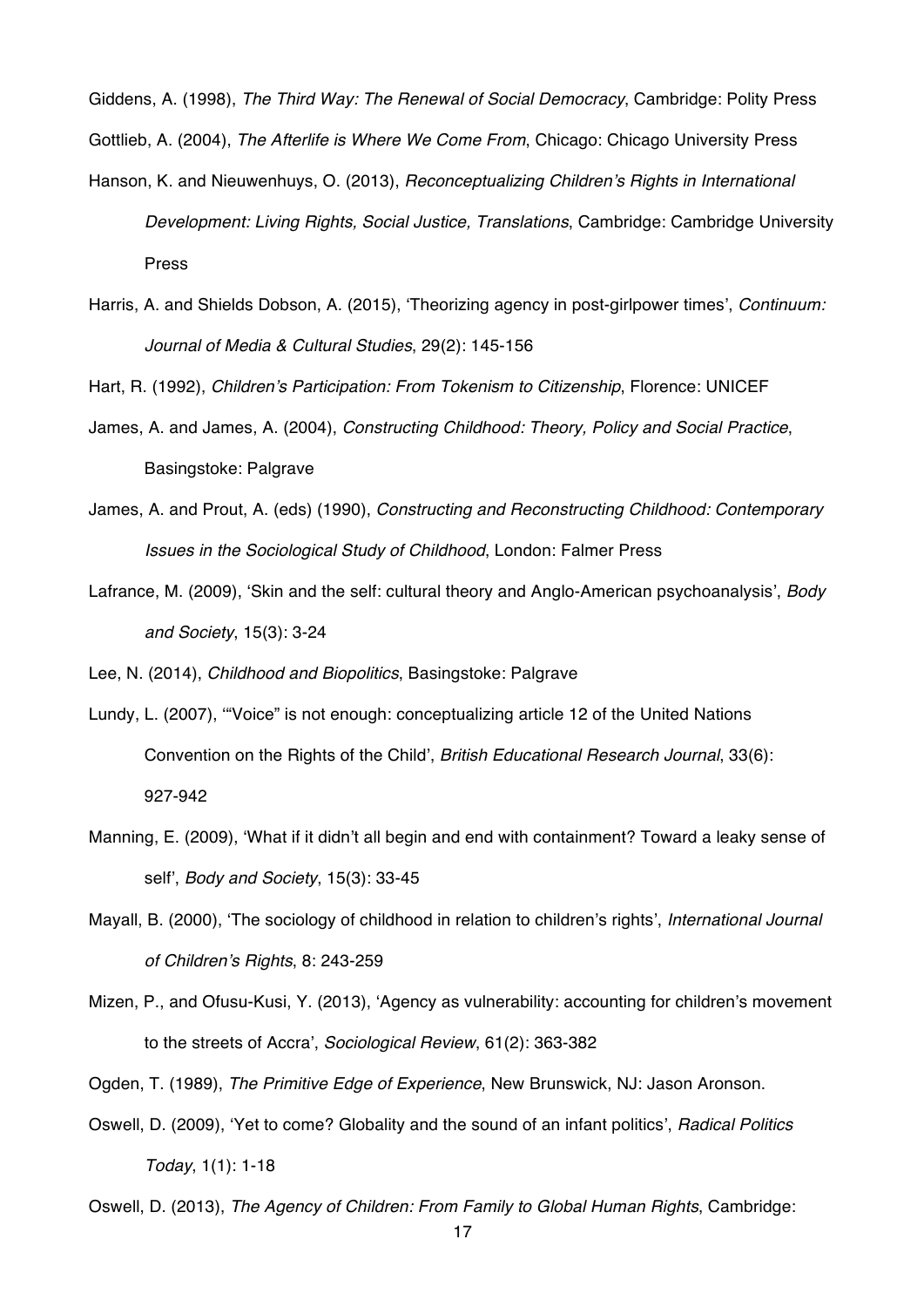Giddens, A. (1998), *The Third Way: The Renewal of Social Democracy*, Cambridge: Polity Press

Gottlieb, A. (2004), *The Afterlife is Where We Come From*, Chicago: Chicago University Press

Hanson, K. and Nieuwenhuys, O. (2013), *Reconceptualizing Children's Rights in International Development: Living Rights, Social Justice, Translations*, Cambridge: Cambridge University Press

Harris, A. and Shields Dobson, A. (2015), 'Theorizing agency in post-girlpower times', *Continuum: Journal of Media & Cultural Studies*, 29(2): 145-156

Hart, R. (1992), *Children's Participation: From Tokenism to Citizenship*, Florence: UNICEF

James, A. and James, A. (2004), *Constructing Childhood: Theory, Policy and Social Practice*, Basingstoke: Palgrave

James, A. and Prout, A. (eds) (1990), *Constructing and Reconstructing Childhood: Contemporary Issues in the Sociological Study of Childhood*, London: Falmer Press

Lafrance, M. (2009), 'Skin and the self: cultural theory and Anglo-American psychoanalysis', *Body and Society*, 15(3): 3-24

Lee, N. (2014), *Childhood and Biopolitics*, Basingstoke: Palgrave

Lundy, L. (2007), '"Voice" is not enough: conceptualizing article 12 of the United Nations Convention on the Rights of the Child', *British Educational Research Journal*, 33(6): 927-942

Manning, E. (2009), 'What if it didn't all begin and end with containment? Toward a leaky sense of self', *Body and Society*, 15(3): 33-45

Mayall, B. (2000), 'The sociology of childhood in relation to children's rights', *International Journal of Children's Rights*, 8: 243-259

Mizen, P., and Ofusu-Kusi, Y. (2013), 'Agency as vulnerability: accounting for children's movement to the streets of Accra', *Sociological Review*, 61(2): 363-382

Ogden, T. (1989), *The Primitive Edge of Experience*, New Brunswick, NJ: Jason Aronson.

Oswell, D. (2009), 'Yet to come? Globality and the sound of an infant politics', *Radical Politics Today*, 1(1): 1-18

Oswell, D. (2013), *The Agency of Children: From Family to Global Human Rights*, Cambridge: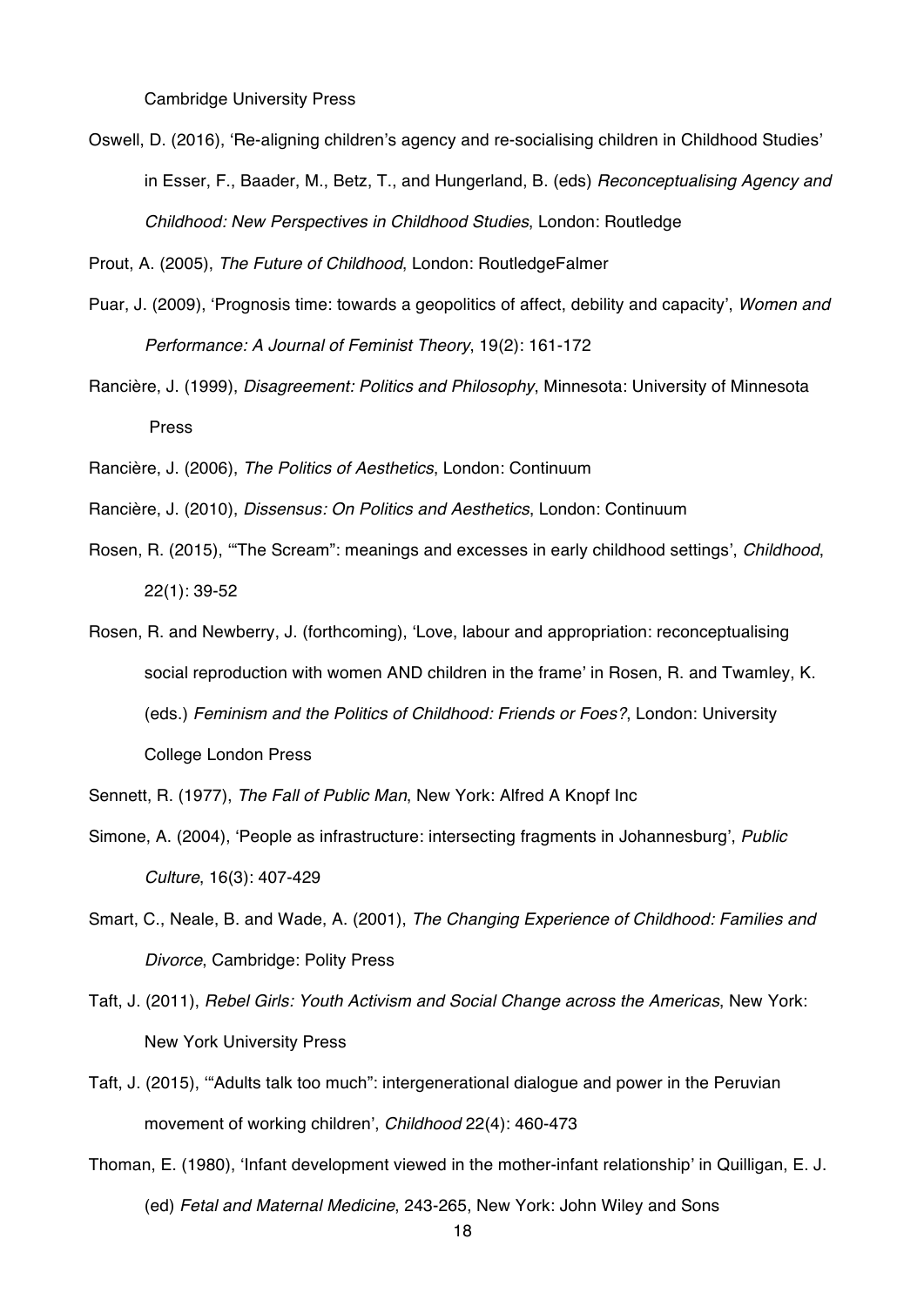Cambridge University Press

Oswell, D. (2016), 'Re-aligning children's agency and re-socialising children in Childhood Studies' in Esser, F., Baader, M., Betz, T., and Hungerland, B. (eds) *Reconceptualising Agency and Childhood: New Perspectives in Childhood Studies*, London: Routledge

Prout, A. (2005), *The Future of Childhood*, London: RoutledgeFalmer

Puar, J. (2009), 'Prognosis time: towards a geopolitics of affect, debility and capacity', *Women and Performance: A Journal of Feminist Theory*, 19(2): 161-172

Rancière, J. (1999), *Disagreement: Politics and Philosophy*, Minnesota: University of Minnesota Press

Rancière, J. (2006), *The Politics of Aesthetics*, London: Continuum

Rancière, J. (2010), *Dissensus: On Politics and Aesthetics*, London: Continuum

Rosen, R. (2015), '"The Scream": meanings and excesses in early childhood settings', *Childhood*, 22(1): 39-52

Rosen, R. and Newberry, J. (forthcoming), 'Love, labour and appropriation: reconceptualising social reproduction with women AND children in the frame' in Rosen, R. and Twamley, K. (eds.) *Feminism and the Politics of Childhood: Friends or Foes?*, London: University College London Press

Sennett, R. (1977), *The Fall of Public Man*, New York: Alfred A Knopf Inc

Simone, A. (2004), 'People as infrastructure: intersecting fragments in Johannesburg', *Public Culture*, 16(3): 407-429

Smart, C., Neale, B. and Wade, A. (2001), *The Changing Experience of Childhood: Families and Divorce*, Cambridge: Polity Press

Taft, J. (2011), *Rebel Girls: Youth Activism and Social Change across the Americas*, New York: New York University Press

Taft, J. (2015), '"Adults talk too much": intergenerational dialogue and power in the Peruvian movement of working children', *Childhood* 22(4): 460-473

Thoman, E. (1980), 'Infant development viewed in the mother-infant relationship' in Quilligan, E. J. (ed) *Fetal and Maternal Medicine*, 243-265, New York: John Wiley and Sons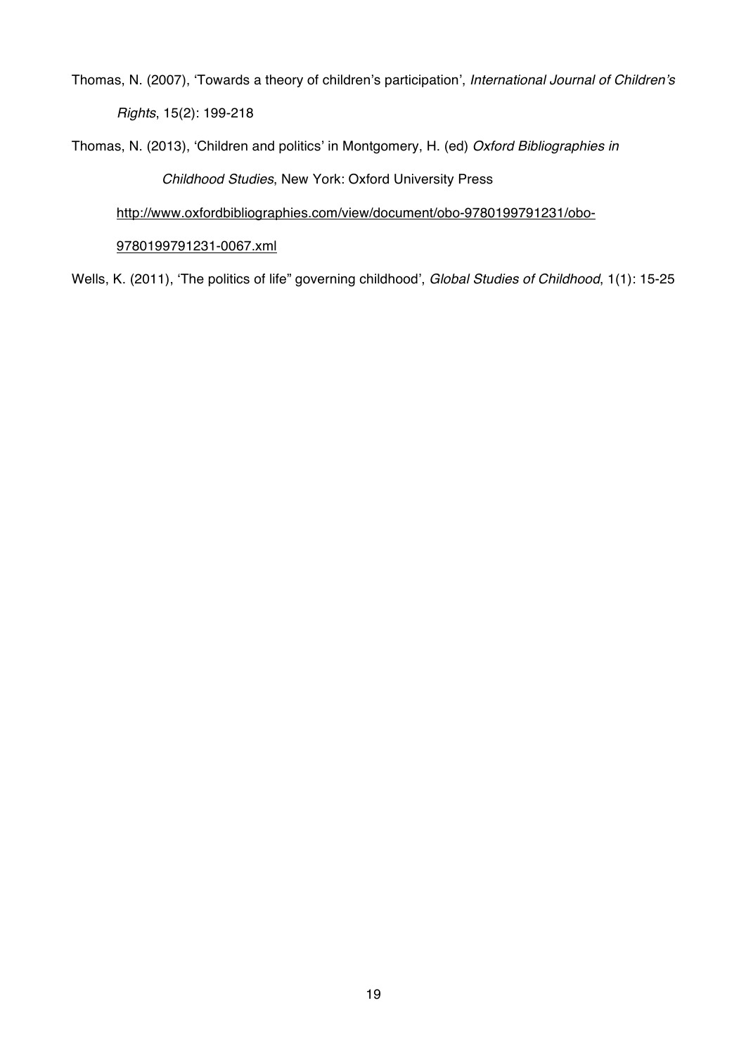Thomas, N. (2007), 'Towards a theory of children's participation', *International Journal of Children's Rights*, 15(2): 199-218

Thomas, N. (2013), 'Children and politics' in Montgomery, H. (ed) *Oxford Bibliographies in Childhood Studies*, New York: Oxford University Press http://www.oxfordbibliographies.com/view/document/obo-9780199791231/obo-9780199791231-0067.xml

Wells, K. (2011), 'The politics of life" governing childhood', *Global Studies of Childhood*, 1(1): 15-25